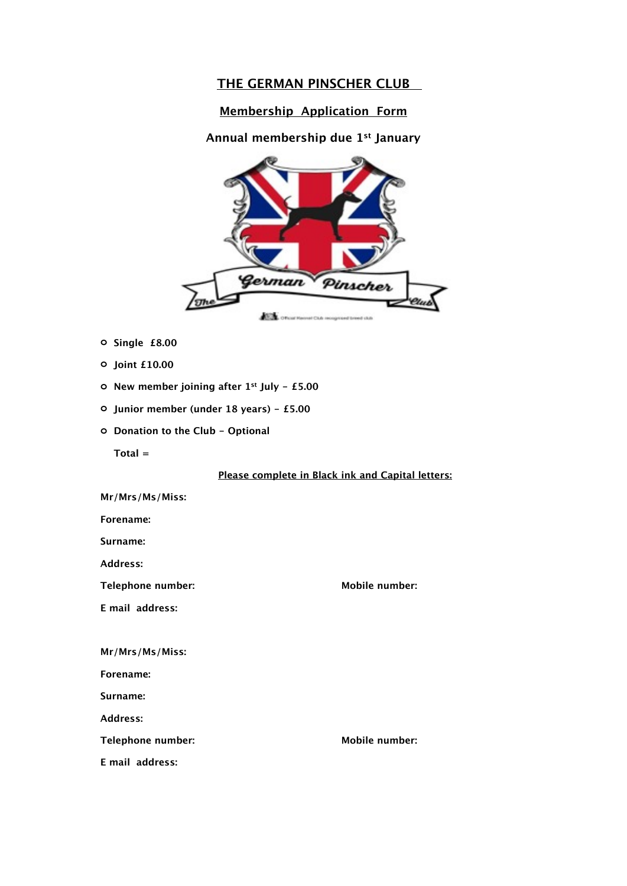# THE GERMAN PINSCHER CLUB

## Membership Application Form

**Annual membership due 1st January**

- **Single £8.00**
- **Joint £10.00**
- **New member joining after 1st July - £5.00**
- **Junior member (under 18 years) - £5.00**
- **Donation to the Club - Optional**

**Total =**

**Please complete in Black ink and Capital letters:**

**Mr/Mrs/Ms/Miss:**

**Forename:**

**Surname:**

**Address:**

**Telephone number:** **Mobile number:**

**E mail address:**

**Mr/Mrs/Ms/Miss:**

**Forename:**

**Surname:**

**Address:**

**Telephone number:** **Mobile number:**

**E mail address:**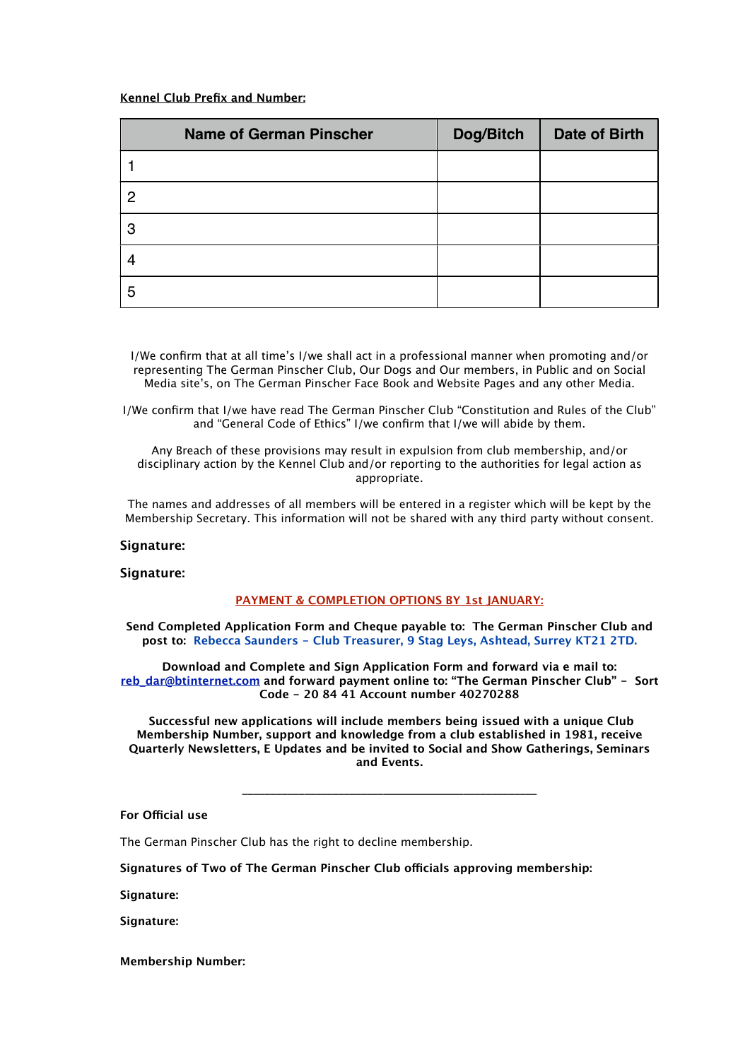**Kennel Club Prefix and Number:**

| Name of German Pinscher | Dog/Bitch | Date of Birth |
|---|---|---|
| 1 | | |
| 2 | | |
| 3 | | |
| 4 | | |
| 5 | | |

I/We confirm that at all time's I/we shall act in a professional manner when promoting and/or representing The German Pinscher Club, Our Dogs and Our members, in Public and on Social Media site's, on The German Pinscher Face Book and Website Pages and any other Media.

I/We confirm that I/we have read The German Pinscher Club "Constitution and Rules of the Club" and "General Code of Ethics" I/we confirm that I/we will abide by them.

Any Breach of these provisions may result in expulsion from club membership, and/or disciplinary action by the Kennel Club and/or reporting to the authorities for legal action as appropriate.

The names and addresses of all members will be entered in a register which will be kept by the Membership Secretary. This information will not be shared with any third party without consent.

**Signature:**

**Signature:**

**PAYMENT & COMPLETION OPTIONS BY 1st JANUARY:**

**Send Completed Application Form and Cheque payable to: The German Pinscher Club and post to: Rebecca Saunders - Club Treasurer, 9 Stag Leys, Ashtead, Surrey KT21 2TD.**

**Download and Complete and Sign Application Form and forward via e mail to: reb_dar@btinternet.com and forward payment online to: "The German Pinscher Club" - Sort Code - 20 84 41 Account number 40270288**

**Successful new applications will include members being issued with a unique Club Membership Number, support and knowledge from a club established in 1981, receive Quarterly Newsletters, E Updates and be invited to Social and Show Gatherings, Seminars and Events.**

---

**For Official use**

The German Pinscher Club has the right to decline membership.

**Signatures of Two of The German Pinscher Club officials approving membership:**

**Signature:**

**Signature:**

**Membership Number:**